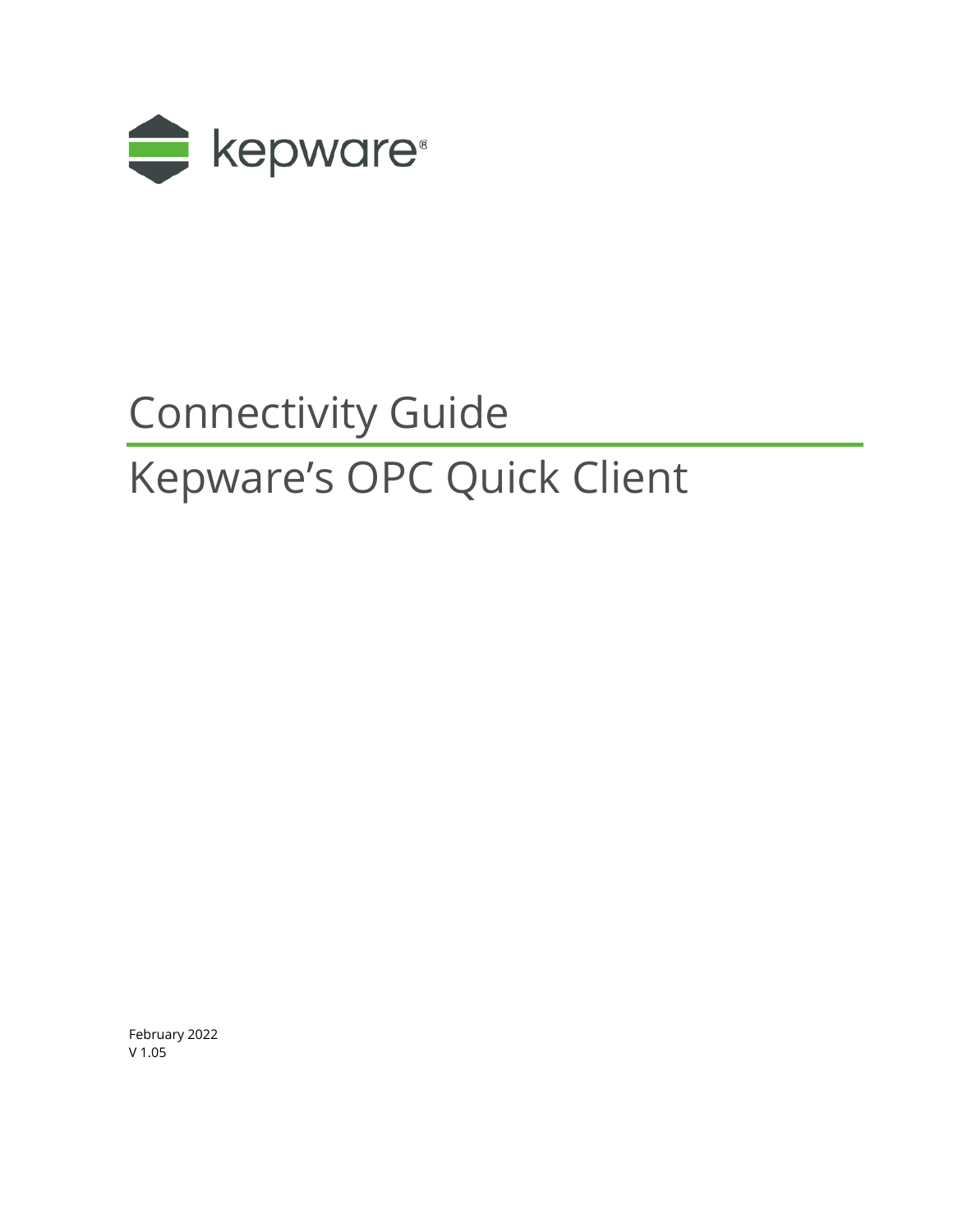kepware®

# Connectivity Guide

# Kepware's OPC Quick Client

February 2022
V 1.05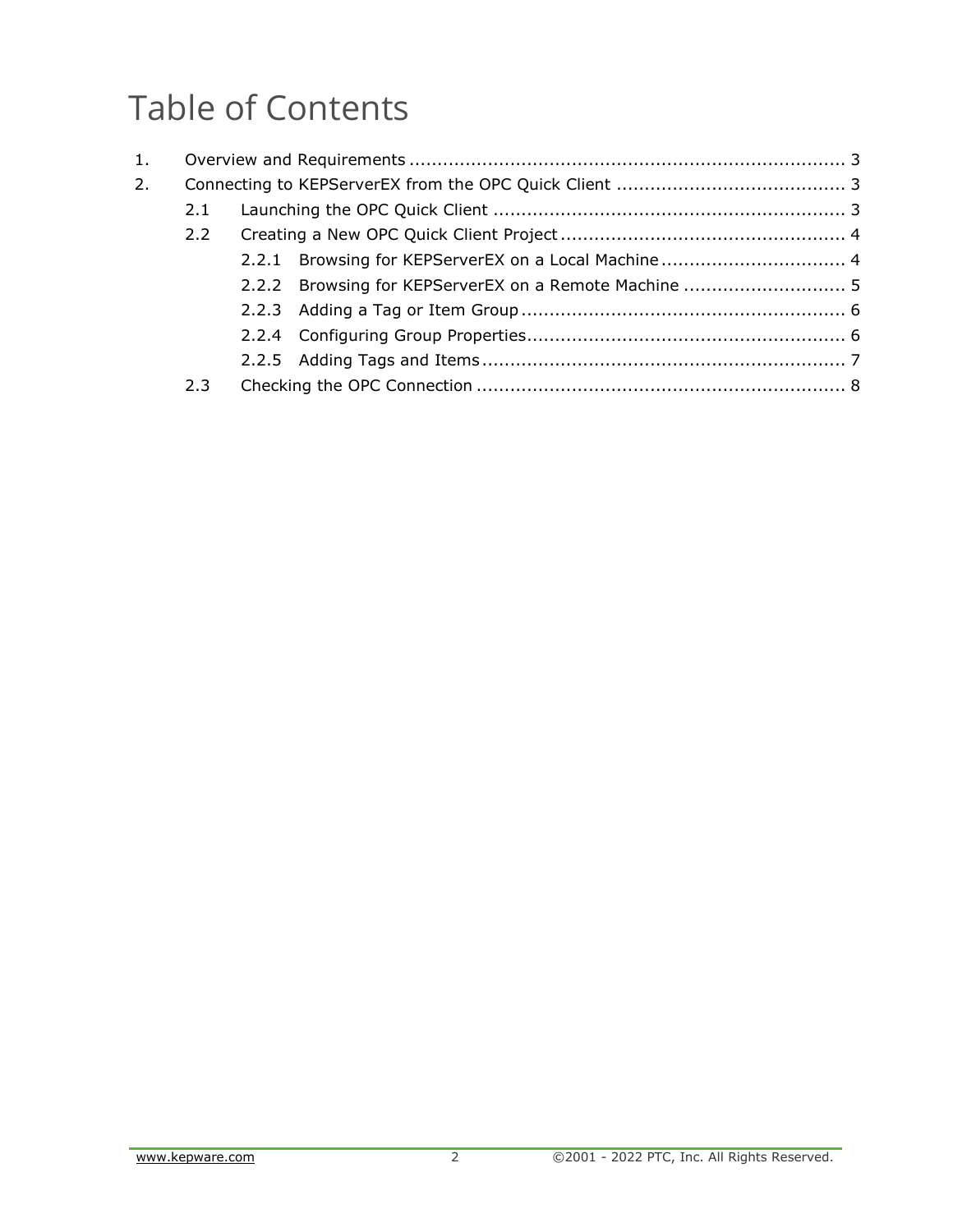# Table of Contents

1. Overview and Requirements ..... 3
2. Connecting to KEPServerEX from the OPC Quick Client ..... 3
   - 2.1 Launching the OPC Quick Client ..... 3
   - 2.2 Creating a New OPC Quick Client Project ..... 4
     - 2.2.1 Browsing for KEPServerEX on a Local Machine ..... 4
     - 2.2.2 Browsing for KEPServerEX on a Remote Machine ..... 5
     - 2.2.3 Adding a Tag or Item Group ..... 6
     - 2.2.4 Configuring Group Properties ..... 6
     - 2.2.5 Adding Tags and Items ..... 7
   - 2.3 Checking the OPC Connection ..... 8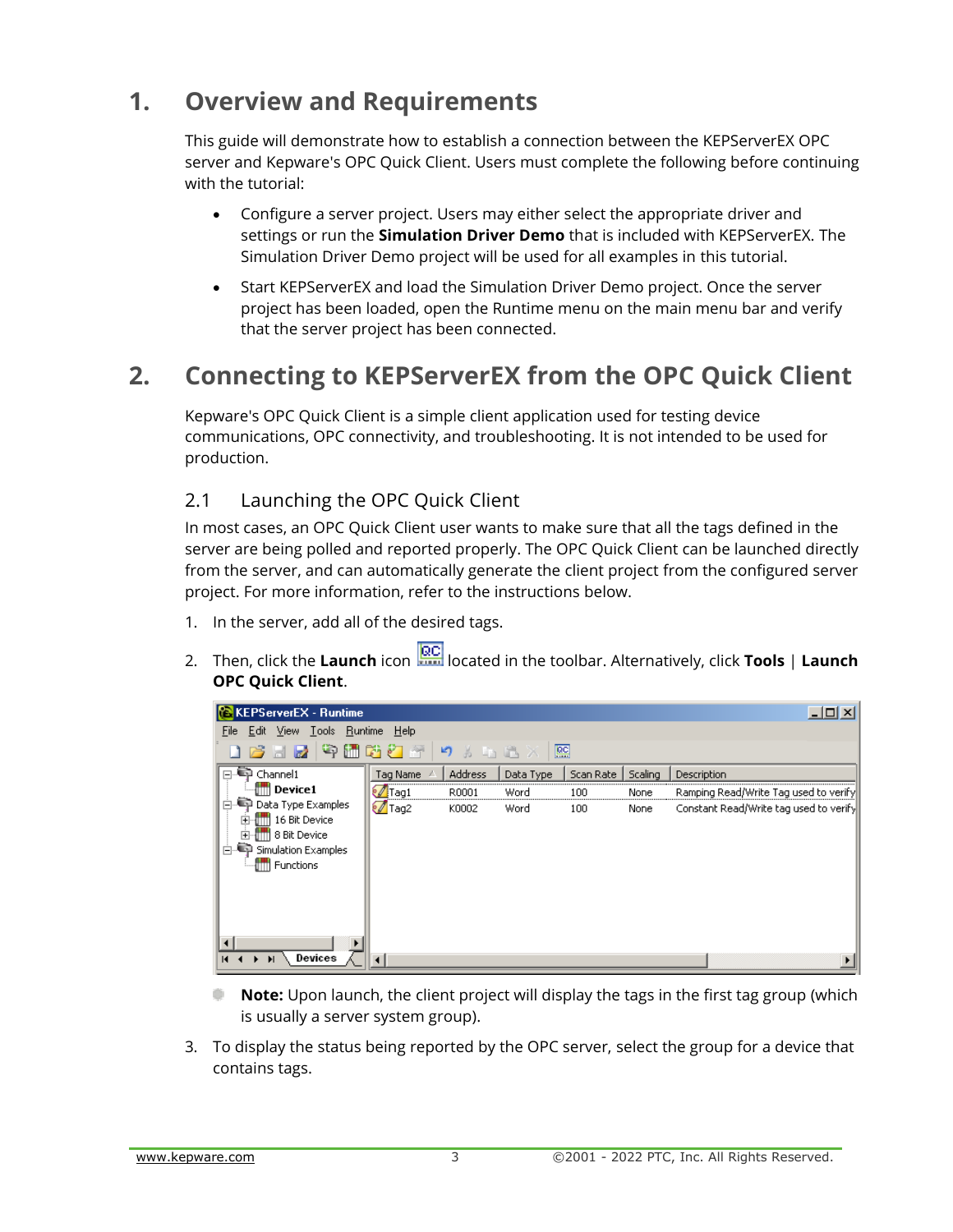# 1. Overview and Requirements

This guide will demonstrate how to establish a connection between the KEPServerEX OPC server and Kepware's OPC Quick Client. Users must complete the following before continuing with the tutorial:

- Configure a server project. Users may either select the appropriate driver and settings or run the **Simulation Driver Demo** that is included with KEPServerEX. The Simulation Driver Demo project will be used for all examples in this tutorial.
- Start KEPServerEX and load the Simulation Driver Demo project. Once the server project has been loaded, open the Runtime menu on the main menu bar and verify that the server project has been connected.

# 2. Connecting to KEPServerEX from the OPC Quick Client

Kepware's OPC Quick Client is a simple client application used for testing device communications, OPC connectivity, and troubleshooting. It is not intended to be used for production.

## 2.1 Launching the OPC Quick Client

In most cases, an OPC Quick Client user wants to make sure that all the tags defined in the server are being polled and reported properly. The OPC Quick Client can be launched directly from the server, and can automatically generate the client project from the configured server project. For more information, refer to the instructions below.

1. In the server, add all of the desired tags.
2. Then, click the **Launch** icon located in the toolbar. Alternatively, click **Tools** | **Launch OPC Quick Client**.

   **Note:** Upon launch, the client project will display the tags in the first tag group (which is usually a server system group).

3. To display the status being reported by the OPC server, select the group for a device that contains tags.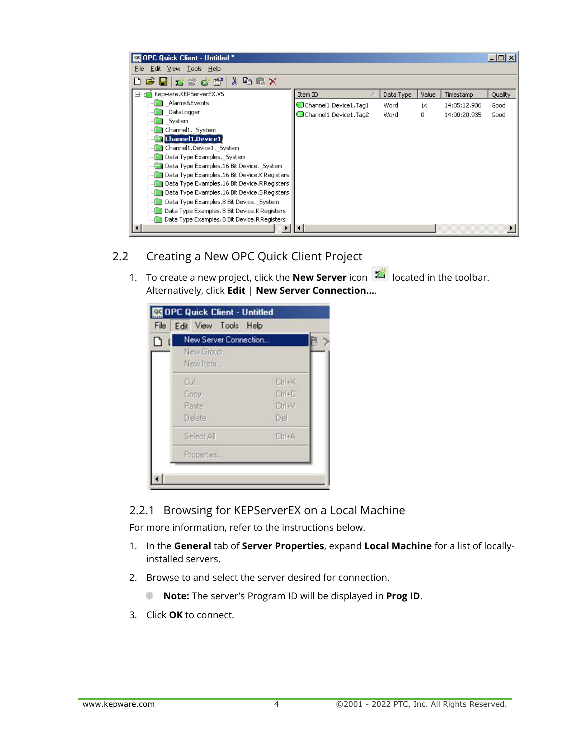## 2.2 Creating a New OPC Quick Client Project

1. To create a new project, click the **New Server** icon located in the toolbar. Alternatively, click **Edit** | **New Server Connection...**.

### 2.2.1 Browsing for KEPServerEX on a Local Machine

For more information, refer to the instructions below.

1. In the **General** tab of **Server Properties**, expand **Local Machine** for a list of locally-installed servers.
2. Browse to and select the server desired for connection.
   - **Note:** The server's Program ID will be displayed in **Prog ID**.
3. Click **OK** to connect.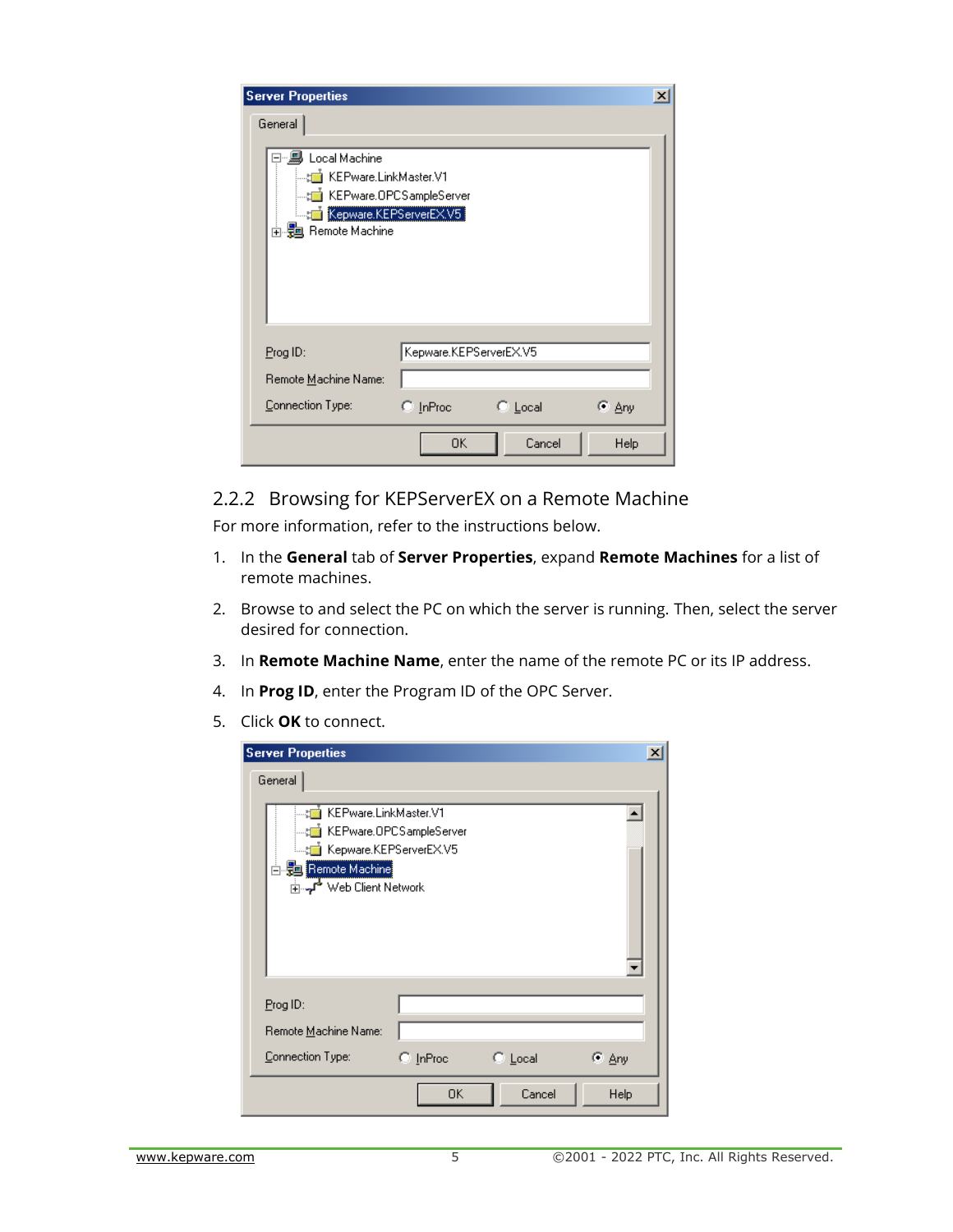## 2.2.2 Browsing for KEPServerEX on a Remote Machine

For more information, refer to the instructions below.

1. In the **General** tab of **Server Properties**, expand **Remote Machines** for a list of remote machines.
2. Browse to and select the PC on which the server is running. Then, select the server desired for connection.
3. In **Remote Machine Name**, enter the name of the remote PC or its IP address.
4. In **Prog ID**, enter the Program ID of the OPC Server.
5. Click **OK** to connect.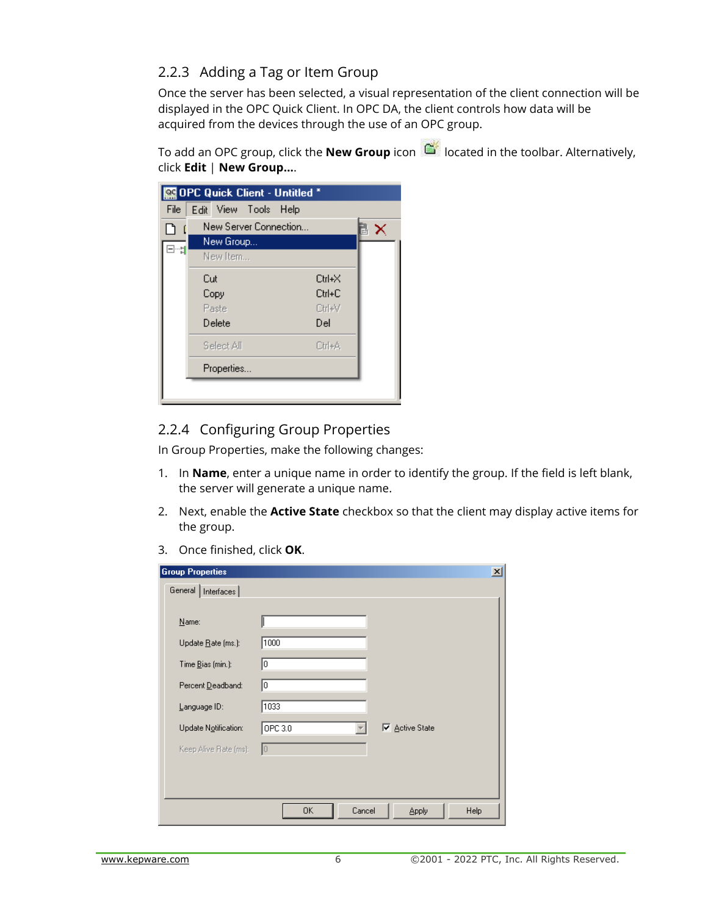### 2.2.3 Adding a Tag or Item Group

Once the server has been selected, a visual representation of the client connection will be displayed in the OPC Quick Client. In OPC DA, the client controls how data will be acquired from the devices through the use of an OPC group.

To add an OPC group, click the **New Group** icon located in the toolbar. Alternatively, click **Edit** | **New Group…**.

### 2.2.4 Configuring Group Properties

In Group Properties, make the following changes:

1. In **Name**, enter a unique name in order to identify the group. If the field is left blank, the server will generate a unique name.
2. Next, enable the **Active State** checkbox so that the client may display active items for the group.
3. Once finished, click **OK**.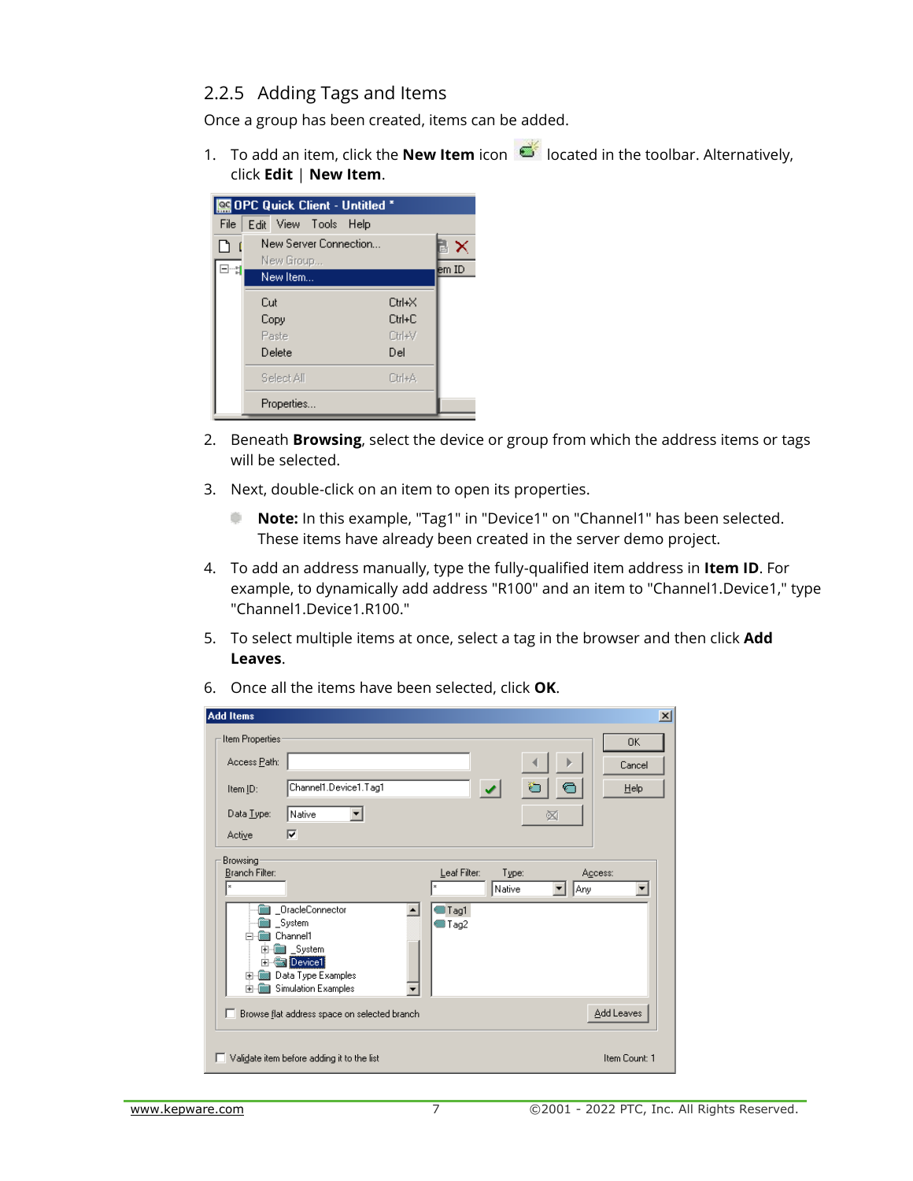### 2.2.5 Adding Tags and Items

Once a group has been created, items can be added.

1. To add an item, click the **New Item** icon located in the toolbar. Alternatively, click **Edit** | **New Item**.

2. Beneath **Browsing**, select the device or group from which the address items or tags will be selected.

3. Next, double-click on an item to open its properties.

   - **Note:** In this example, "Tag1" in "Device1" on "Channel1" has been selected. These items have already been created in the server demo project.

4. To add an address manually, type the fully-qualified item address in **Item ID**. For example, to dynamically add address "R100" and an item to "Channel1.Device1," type "Channel1.Device1.R100."

5. To select multiple items at once, select a tag in the browser and then click **Add Leaves**.

6. Once all the items have been selected, click **OK**.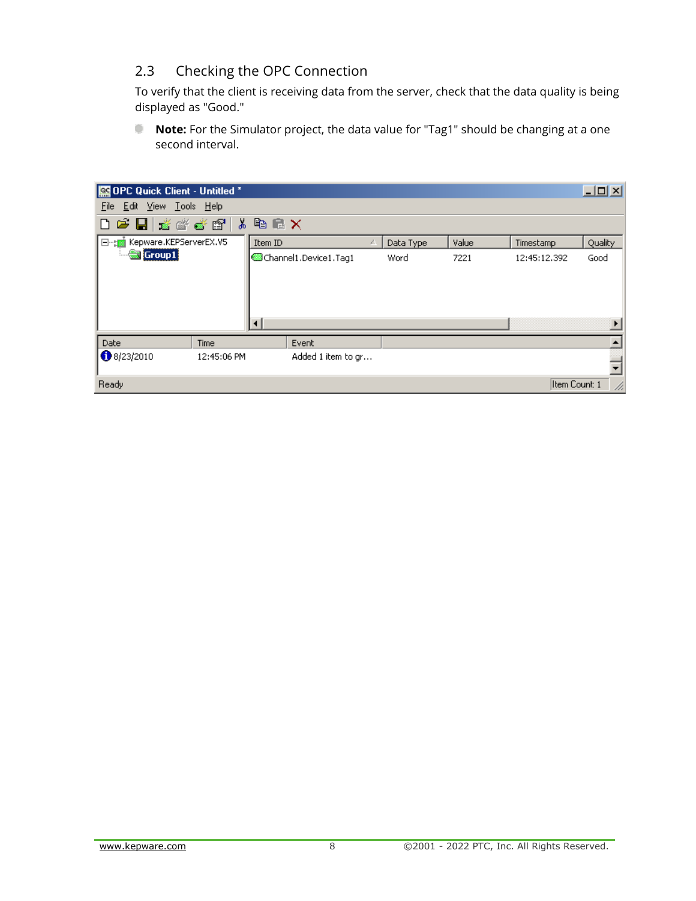## 2.3 Checking the OPC Connection

To verify that the client is receiving data from the server, check that the data quality is being displayed as "Good."

- **Note:** For the Simulator project, the data value for "Tag1" should be changing at a one second interval.